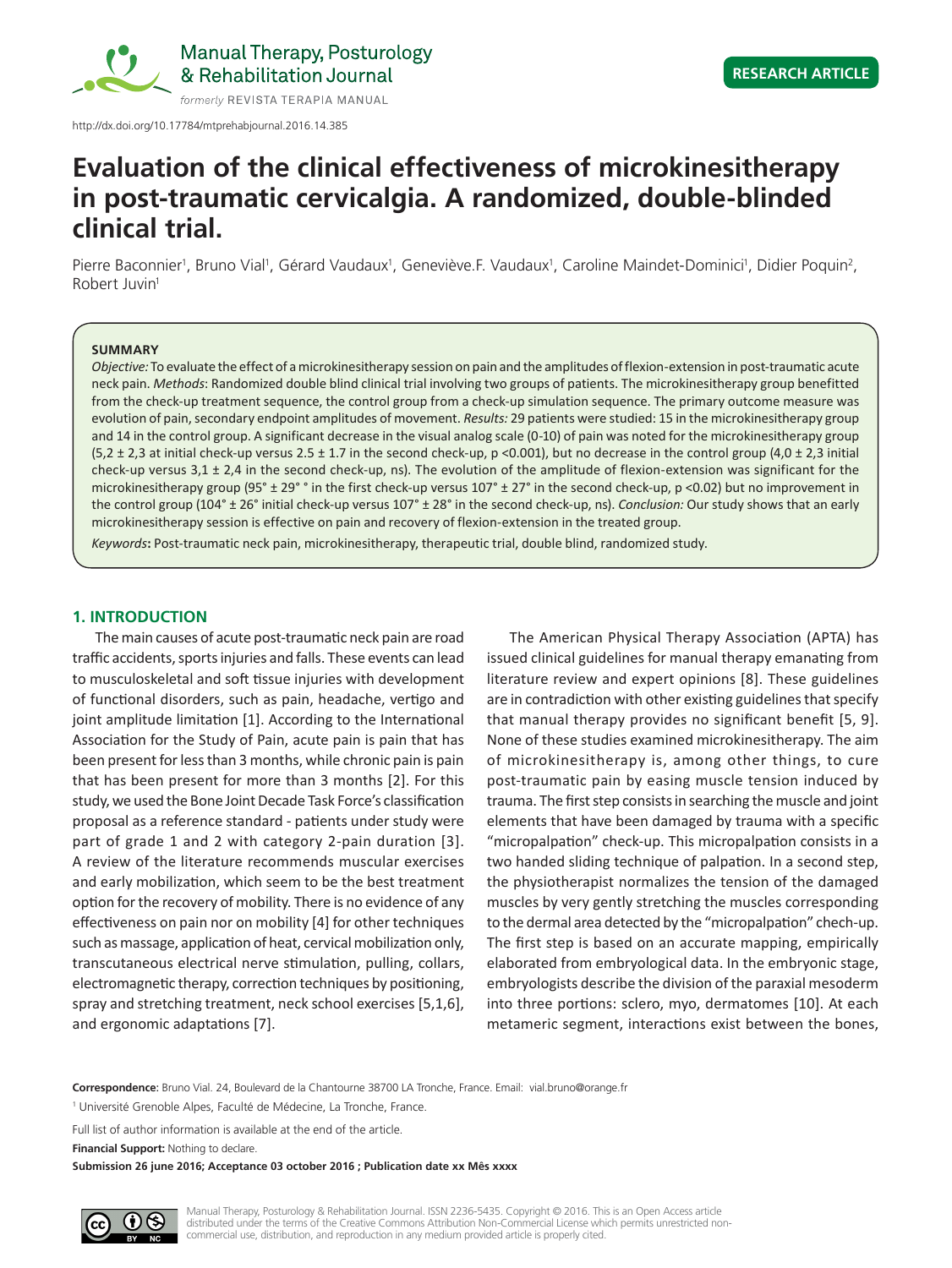http://dx.doi.org/10.17784/mtprehabjournal.2016.14.385

RESEARCH ARTICLE

# Evaluation of the clinical effectiveness of microkinesitherapy in post-traumatic cervicalgia. A randomized, double-blinded clinical trial.

Pierre Baconnier[1], Bruno Vial[1], Gérard Vaudaux[1], Geneviève.F. Vaudaux[1], Caroline Maindet-Dominici[1], Didier Poquin[2], Robert Juvin[1]

## SUMMARY

*Objective:* To evaluate the effect of a microkinesitherapy session on pain and the amplitudes of flexion-extension in post-traumatic acute neck pain. *Methods*: Randomized double blind clinical trial involving two groups of patients. The microkinesitherapy group benefitted from the check-up treatment sequence, the control group from a check-up simulation sequence. The primary outcome measure was evolution of pain, secondary endpoint amplitudes of movement. *Results:* 29 patients were studied: 15 in the microkinesitherapy group and 14 in the control group. A significant decrease in the visual analog scale (0-10) of pain was noted for the microkinesitherapy group (5,2 ± 2,3 at initial check-up versus 2.5 ± 1.7 in the second check-up, p <0.001), but no decrease in the control group (4,0 ± 2,3 initial check-up versus 3,1 ± 2,4 in the second check-up, ns). The evolution of the amplitude of flexion-extension was significant for the microkinesitherapy group (95° ± 29° ° in the first check-up versus 107° ± 27° in the second check-up, p <0.02) but no improvement in the control group (104° ± 26° initial check-up versus 107° ± 28° in the second check-up, ns). *Conclusion:* Our study shows that an early microkinesitherapy session is effective on pain and recovery of flexion-extension in the treated group.

*Keywords*: Post-traumatic neck pain, microkinesitherapy, therapeutic trial, double blind, randomized study.

## 1. INTRODUCTION

The main causes of acute post-traumatic neck pain are road traffic accidents, sports injuries and falls. These events can lead to musculoskeletal and soft tissue injuries with development of functional disorders, such as pain, headache, vertigo and joint amplitude limitation [1]. According to the International Association for the Study of Pain, acute pain is pain that has been present for less than 3 months, while chronic pain is pain that has been present for more than 3 months [2]. For this study, we used the Bone Joint Decade Task Force's classification proposal as a reference standard - patients under study were part of grade 1 and 2 with category 2-pain duration [3]. A review of the literature recommends muscular exercises and early mobilization, which seem to be the best treatment option for the recovery of mobility. There is no evidence of any effectiveness on pain nor on mobility [4] for other techniques such as massage, application of heat, cervical mobilization only, transcutaneous electrical nerve stimulation, pulling, collars, electromagnetic therapy, correction techniques by positioning, spray and stretching treatment, neck school exercises [5,1,6], and ergonomic adaptations [7].

The American Physical Therapy Association (APTA) has issued clinical guidelines for manual therapy emanating from literature review and expert opinions [8]. These guidelines are in contradiction with other existing guidelines that specify that manual therapy provides no significant benefit [5, 9]. None of these studies examined microkinesitherapy. The aim of microkinesitherapy is, among other things, to cure post-traumatic pain by easing muscle tension induced by trauma. The first step consists in searching the muscle and joint elements that have been damaged by trauma with a specific "micropalpation" check-up. This micropalpation consists in a two handed sliding technique of palpation. In a second step, the physiotherapist normalizes the tension of the damaged muscles by very gently stretching the muscles corresponding to the dermal area detected by the "micropalpation" chech-up. The first step is based on an accurate mapping, empirically elaborated from embryological data. In the embryonic stage, embryologists describe the division of the paraxial mesoderm into three portions: sclero, myo, dermatomes [10]. At each metameric segment, interactions exist between the bones,

**Correspondence**: Bruno Vial. 24, Boulevard de la Chantourne 38700 LA Tronche, France. Email: vial.bruno@orange.fr

[1] Université Grenoble Alpes, Faculté de Médecine, La Tronche, France.

Full list of author information is available at the end of the article.

**Financial Support:** Nothing to declare.

**Submission 26 june 2016; Acceptance 03 october 2016 ; Publication date xx Mês xxxx**

Manual Therapy, Posturology & Rehabilitation Journal. ISSN 2236-5435. Copyright © 2016. This is an Open Access article distributed under the terms of the Creative Commons Attribution Non-Commercial License which permits unrestricted non-commercial use, distribution, and reproduction in any medium provided article is properly cited.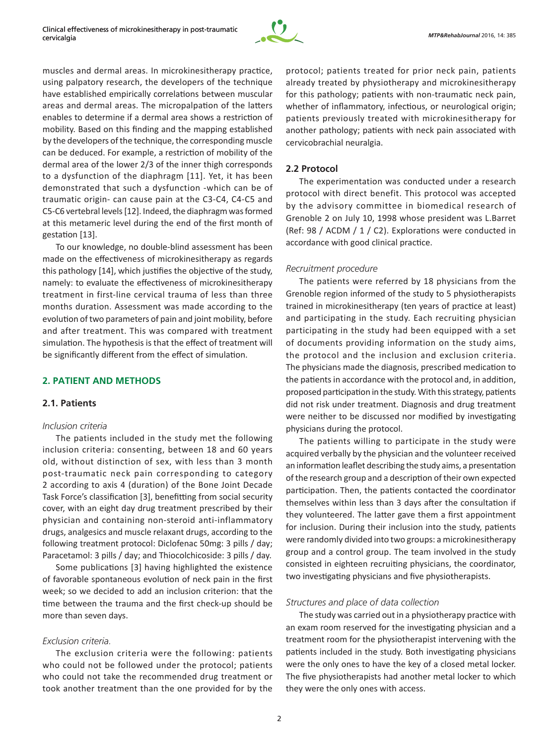muscles and dermal areas. In microkinesitherapy practice, using palpatory research, the developers of the technique have established empirically correlations between muscular areas and dermal areas. The micropalpation of the latters enables to determine if a dermal area shows a restriction of mobility. Based on this finding and the mapping established by the developers of the technique, the corresponding muscle can be deduced. For example, a restriction of mobility of the dermal area of the lower 2/3 of the inner thigh corresponds to a dysfunction of the diaphragm [11]. Yet, it has been demonstrated that such a dysfunction -which can be of traumatic origin- can cause pain at the C3-C4, C4-C5 and C5-C6 vertebral levels [12]. Indeed, the diaphragm was formed at this metameric level during the end of the first month of gestation [13].

To our knowledge, no double-blind assessment has been made on the effectiveness of microkinesitherapy as regards this pathology [14], which justifies the objective of the study, namely: to evaluate the effectiveness of microkinesitherapy treatment in first-line cervical trauma of less than three months duration. Assessment was made according to the evolution of two parameters of pain and joint mobility, before and after treatment. This was compared with treatment simulation. The hypothesis is that the effect of treatment will be significantly different from the effect of simulation.

## 2. PATIENT AND METHODS

### 2.1. Patients

*Inclusion criteria*

The patients included in the study met the following inclusion criteria: consenting, between 18 and 60 years old, without distinction of sex, with less than 3 month post-traumatic neck pain corresponding to category 2 according to axis 4 (duration) of the Bone Joint Decade Task Force's classification [3], benefitting from social security cover, with an eight day drug treatment prescribed by their physician and containing non-steroid anti-inflammatory drugs, analgesics and muscle relaxant drugs, according to the following treatment protocol: Diclofenac 50mg: 3 pills / day; Paracetamol: 3 pills / day; and Thiocolchicoside: 3 pills / day.

Some publications [3] having highlighted the existence of favorable spontaneous evolution of neck pain in the first week; so we decided to add an inclusion criterion: that the time between the trauma and the first check-up should be more than seven days.

*Exclusion criteria.*

The exclusion criteria were the following: patients who could not be followed under the protocol; patients who could not take the recommended drug treatment or took another treatment than the one provided for by the protocol; patients treated for prior neck pain, patients already treated by physiotherapy and microkinesitherapy for this pathology; patients with non-traumatic neck pain, whether of inflammatory, infectious, or neurological origin; patients previously treated with microkinesitherapy for another pathology; patients with neck pain associated with cervicobrachial neuralgia.

### 2.2 Protocol

The experimentation was conducted under a research protocol with direct benefit. This protocol was accepted by the advisory committee in biomedical research of Grenoble 2 on July 10, 1998 whose president was L.Barret (Ref: 98 / ACDM / 1 / C2). Explorations were conducted in accordance with good clinical practice.

*Recruitment procedure*

The patients were referred by 18 physicians from the Grenoble region informed of the study to 5 physiotherapists trained in microkinesitherapy (ten years of practice at least) and participating in the study. Each recruiting physician participating in the study had been equipped with a set of documents providing information on the study aims, the protocol and the inclusion and exclusion criteria. The physicians made the diagnosis, prescribed medication to the patients in accordance with the protocol and, in addition, proposed participation in the study. With this strategy, patients did not risk under treatment. Diagnosis and drug treatment were neither to be discussed nor modified by investigating physicians during the protocol.

The patients willing to participate in the study were acquired verbally by the physician and the volunteer received an information leaflet describing the study aims, a presentation of the research group and a description of their own expected participation. Then, the patients contacted the coordinator themselves within less than 3 days after the consultation if they volunteered. The latter gave them a first appointment for inclusion. During their inclusion into the study, patients were randomly divided into two groups: a microkinesitherapy group and a control group. The team involved in the study consisted in eighteen recruiting physicians, the coordinator, two investigating physicians and five physiotherapists.

*Structures and place of data collection*

The study was carried out in a physiotherapy practice with an exam room reserved for the investigating physician and a treatment room for the physiotherapist intervening with the patients included in the study. Both investigating physicians were the only ones to have the key of a closed metal locker. The five physiotherapists had another metal locker to which they were the only ones with access.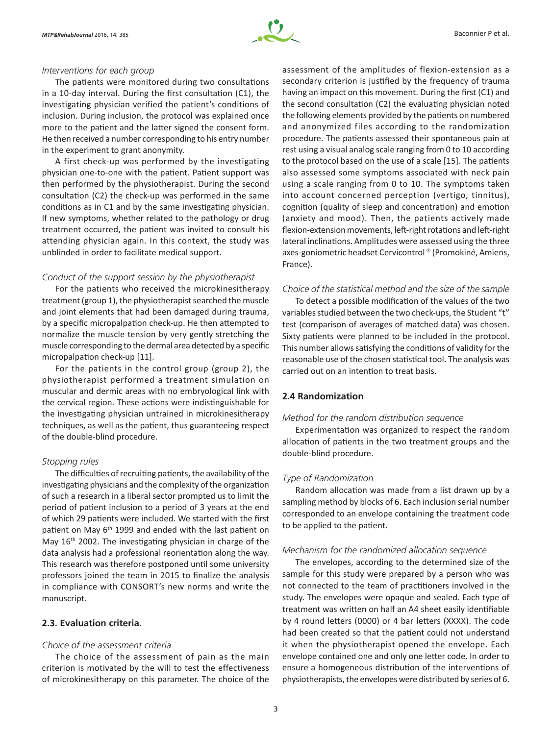*Interventions for each group*

The patients were monitored during two consultations in a 10-day interval. During the first consultation (C1), the investigating physician verified the patient's conditions of inclusion. During inclusion, the protocol was explained once more to the patient and the latter signed the consent form. He then received a number corresponding to his entry number in the experiment to grant anonymity.

A first check-up was performed by the investigating physician one-to-one with the patient. Patient support was then performed by the physiotherapist. During the second consultation (C2) the check-up was performed in the same conditions as in C1 and by the same investigating physician. If new symptoms, whether related to the pathology or drug treatment occurred, the patient was invited to consult his attending physician again. In this context, the study was unblinded in order to facilitate medical support.

*Conduct of the support session by the physiotherapist*

For the patients who received the microkinesitherapy treatment (group 1), the physiotherapist searched the muscle and joint elements that had been damaged during trauma, by a specific micropalpation check-up. He then attempted to normalize the muscle tension by very gently stretching the muscle corresponding to the dermal area detected by a specific micropalpation check-up [11].

For the patients in the control group (group 2), the physiotherapist performed a treatment simulation on muscular and dermic areas with no embryological link with the cervical region. These actions were indistinguishable for the investigating physician untrained in microkinesitherapy techniques, as well as the patient, thus guaranteeing respect of the double-blind procedure.

*Stopping rules*

The difficulties of recruiting patients, the availability of the investigating physicians and the complexity of the organization of such a research in a liberal sector prompted us to limit the period of patient inclusion to a period of 3 years at the end of which 29 patients were included. We started with the first patient on May 6th 1999 and ended with the last patient on May 16th 2002. The investigating physician in charge of the data analysis had a professional reorientation along the way. This research was therefore postponed until some university professors joined the team in 2015 to finalize the analysis in compliance with CONSORT's new norms and write the manuscript.

### 2.3. Evaluation criteria.

*Choice of the assessment criteria*

The choice of the assessment of pain as the main criterion is motivated by the will to test the effectiveness of microkinesitherapy on this parameter. The choice of the assessment of the amplitudes of flexion-extension as a secondary criterion is justified by the frequency of trauma having an impact on this movement. During the first (C1) and the second consultation (C2) the evaluating physician noted the following elements provided by the patients on numbered and anonymized files according to the randomization procedure. The patients assessed their spontaneous pain at rest using a visual analog scale ranging from 0 to 10 according to the protocol based on the use of a scale [15]. The patients also assessed some symptoms associated with neck pain using a scale ranging from 0 to 10. The symptoms taken into account concerned perception (vertigo, tinnitus), cognition (quality of sleep and concentration) and emotion (anxiety and mood). Then, the patients actively made flexion-extension movements, left-right rotations and left-right lateral inclinations. Amplitudes were assessed using the three axes-goniometric headset Cervicontrol ® (Promokiné, Amiens, France).

*Choice of the statistical method and the size of the sample*

To detect a possible modification of the values of the two variables studied between the two check-ups, the Student "t" test (comparison of averages of matched data) was chosen. Sixty patients were planned to be included in the protocol. This number allows satisfying the conditions of validity for the reasonable use of the chosen statistical tool. The analysis was carried out on an intention to treat basis.

### 2.4 Randomization

*Method for the random distribution sequence*

Experimentation was organized to respect the random allocation of patients in the two treatment groups and the double-blind procedure.

*Type of Randomization*

Random allocation was made from a list drawn up by a sampling method by blocks of 6. Each inclusion serial number corresponded to an envelope containing the treatment code to be applied to the patient.

*Mechanism for the randomized allocation sequence*

The envelopes, according to the determined size of the sample for this study were prepared by a person who was not connected to the team of practitioners involved in the study. The envelopes were opaque and sealed. Each type of treatment was written on half an A4 sheet easily identifiable by 4 round letters (0000) or 4 bar letters (XXXX). The code had been created so that the patient could not understand it when the physiotherapist opened the envelope. Each envelope contained one and only one letter code. In order to ensure a homogeneous distribution of the interventions of physiotherapists, the envelopes were distributed by series of 6.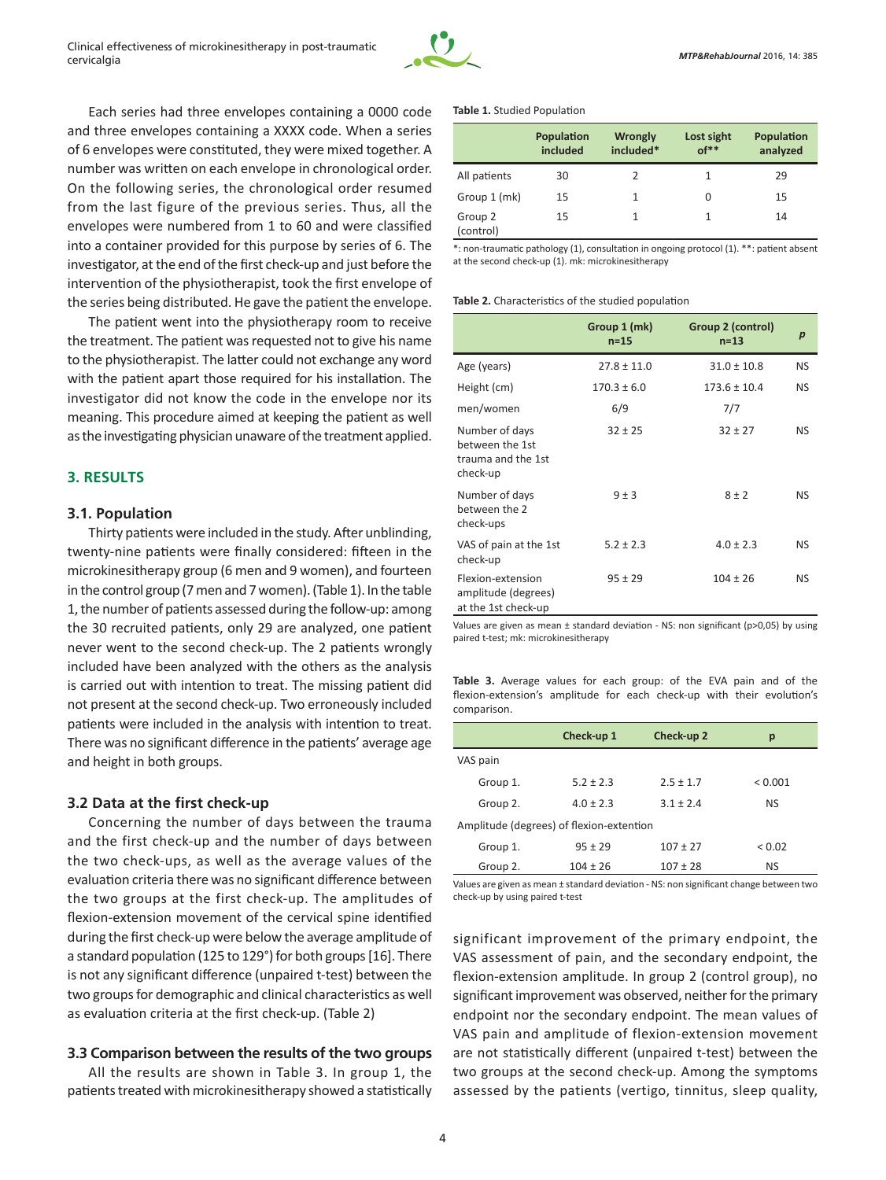Each series had three envelopes containing a 0000 code and three envelopes containing a XXXX code. When a series of 6 envelopes were constituted, they were mixed together. A number was written on each envelope in chronological order. On the following series, the chronological order resumed from the last figure of the previous series. Thus, all the envelopes were numbered from 1 to 60 and were classified into a container provided for this purpose by series of 6. The investigator, at the end of the first check-up and just before the intervention of the physiotherapist, took the first envelope of the series being distributed. He gave the patient the envelope.

The patient went into the physiotherapy room to receive the treatment. The patient was requested not to give his name to the physiotherapist. The latter could not exchange any word with the patient apart those required for his installation. The investigator did not know the code in the envelope nor its meaning. This procedure aimed at keeping the patient as well as the investigating physician unaware of the treatment applied.

## 3. RESULTS

### 3.1. Population

Thirty patients were included in the study. After unblinding, twenty-nine patients were finally considered: fifteen in the microkinesitherapy group (6 men and 9 women), and fourteen in the control group (7 men and 7 women). (Table 1). In the table 1, the number of patients assessed during the follow-up: among the 30 recruited patients, only 29 are analyzed, one patient never went to the second check-up. The 2 patients wrongly included have been analyzed with the others as the analysis is carried out with intention to treat. The missing patient did not present at the second check-up. Two erroneously included patients were included in the analysis with intention to treat. There was no significant difference in the patients' average age and height in both groups.

### 3.2 Data at the first check-up

Concerning the number of days between the trauma and the first check-up and the number of days between the two check-ups, as well as the average values of the evaluation criteria there was no significant difference between the two groups at the first check-up. The amplitudes of flexion-extension movement of the cervical spine identified during the first check-up were below the average amplitude of a standard population (125 to 129°) for both groups [16]. There is not any significant difference (unpaired t-test) between the two groups for demographic and clinical characteristics as well as evaluation criteria at the first check-up. (Table 2)

### 3.3 Comparison between the results of the two groups

All the results are shown in Table 3. In group 1, the patients treated with microkinesitherapy showed a statistically significant improvement of the primary endpoint, the VAS assessment of pain, and the secondary endpoint, the flexion-extension amplitude. In group 2 (control group), no significant improvement was observed, neither for the primary endpoint nor the secondary endpoint. The mean values of VAS pain and amplitude of flexion-extension movement are not statistically different (unpaired t-test) between the two groups at the second check-up. Among the symptoms assessed by the patients (vertigo, tinnitus, sleep quality,

**Table 1.** Studied Population

| | Population included | Wrongly included* | Lost sight of** | Population analyzed |
|---|---|---|---|---|
| All patients | 30 | 2 | 1 | 29 |
| Group 1 (mk) | 15 | 1 | 0 | 15 |
| Group 2 (control) | 15 | 1 | 1 | 14 |

*: non-traumatic pathology (1), consultation in ongoing protocol (1). **: patient absent at the second check-up (1). mk: microkinesitherapy

**Table 2.** Characteristics of the studied population

| | Group 1 (mk) n=15 | Group 2 (control) n=13 | *p* |
|---|---|---|---|
| Age (years) | 27.8 ± 11.0 | 31.0 ± 10.8 | NS |
| Height (cm) | 170.3 ± 6.0 | 173.6 ± 10.4 | NS |
| men/women | 6/9 | 7/7 | |
| Number of days between the 1st trauma and the 1st check-up | 32 ± 25 | 32 ± 27 | NS |
| Number of days between the 2 check-ups | 9 ± 3 | 8 ± 2 | NS |
| VAS of pain at the 1st check-up | 5.2 ± 2.3 | 4.0 ± 2.3 | NS |
| Flexion-extension amplitude (degrees) at the 1st check-up | 95 ± 29 | 104 ± 26 | NS |

Values are given as mean ± standard deviation - NS: non significant (p>0,05) by using paired t-test; mk: microkinesitherapy

**Table 3.** Average values for each group: of the EVA pain and of the flexion-extension's amplitude for each check-up with their evolution's comparison.

| | Check-up 1 | Check-up 2 | p |
|---|---|---|---|
| VAS pain | | | |
| Group 1. | 5.2 ± 2.3 | 2.5 ± 1.7 | < 0.001 |
| Group 2. | 4.0 ± 2.3 | 3.1 ± 2.4 | NS |
| Amplitude (degrees) of flexion-extention | | | |
| Group 1. | 95 ± 29 | 107 ± 27 | < 0.02 |
| Group 2. | 104 ± 26 | 107 ± 28 | NS |

Values are given as mean ± standard deviation - NS: non significant change between two check-up by using paired t-test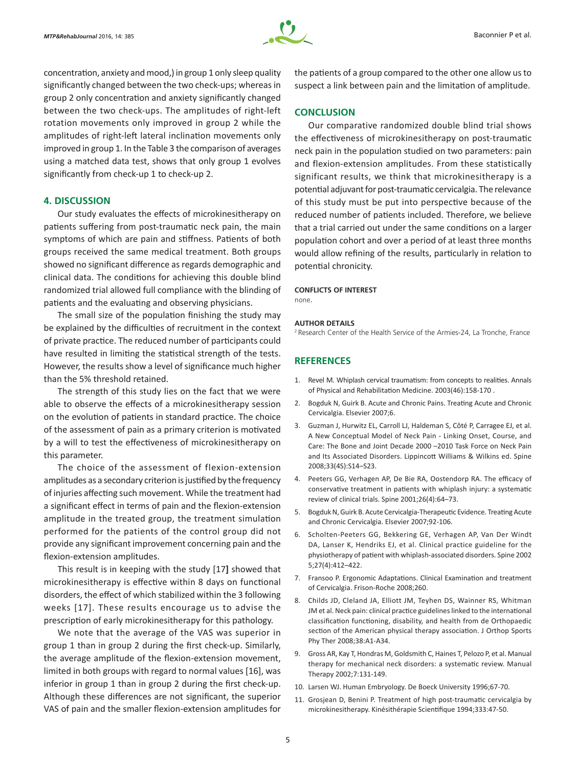concentration, anxiety and mood,) in group 1 only sleep quality significantly changed between the two check-ups; whereas in group 2 only concentration and anxiety significantly changed between the two check-ups. The amplitudes of right-left rotation movements only improved in group 2 while the amplitudes of right-left lateral inclination movements only improved in group 1. In the Table 3 the comparison of averages using a matched data test, shows that only group 1 evolves significantly from check-up 1 to check-up 2.

## 4. DISCUSSION

Our study evaluates the effects of microkinesitherapy on patients suffering from post-traumatic neck pain, the main symptoms of which are pain and stiffness. Patients of both groups received the same medical treatment. Both groups showed no significant difference as regards demographic and clinical data. The conditions for achieving this double blind randomized trial allowed full compliance with the blinding of patients and the evaluating and observing physicians.

The small size of the population finishing the study may be explained by the difficulties of recruitment in the context of private practice. The reduced number of participants could have resulted in limiting the statistical strength of the tests. However, the results show a level of significance much higher than the 5% threshold retained.

The strength of this study lies on the fact that we were able to observe the effects of a microkinesitherapy session on the evolution of patients in standard practice. The choice of the assessment of pain as a primary criterion is motivated by a will to test the effectiveness of microkinesitherapy on this parameter.

The choice of the assessment of flexion-extension amplitudes as a secondary criterion is justified by the frequency of injuries affecting such movement. While the treatment had a significant effect in terms of pain and the flexion-extension amplitude in the treated group, the treatment simulation performed for the patients of the control group did not provide any significant improvement concerning pain and the flexion-extension amplitudes.

This result is in keeping with the study [17**]** showed that microkinesitherapy is effective within 8 days on functional disorders, the effect of which stabilized within the 3 following weeks [17]. These results encourage us to advise the prescription of early microkinesitherapy for this pathology.

We note that the average of the VAS was superior in group 1 than in group 2 during the first check-up. Similarly, the average amplitude of the flexion-extension movement, limited in both groups with regard to normal values [16], was inferior in group 1 than in group 2 during the first check-up. Although these differences are not significant, the superior VAS of pain and the smaller flexion-extension amplitudes for the patients of a group compared to the other one allow us to suspect a link between pain and the limitation of amplitude.

## CONCLUSION

Our comparative randomized double blind trial shows the effectiveness of microkinesitherapy on post-traumatic neck pain in the population studied on two parameters: pain and flexion-extension amplitudes. From these statistically significant results, we think that microkinesitherapy is a potential adjuvant for post-traumatic cervicalgia. The relevance of this study must be put into perspective because of the reduced number of patients included. Therefore, we believe that a trial carried out under the same conditions on a larger population cohort and over a period of at least three months would allow refining of the results, particularly in relation to potential chronicity.

#### CONFLICTS OF INTEREST

none.

#### AUTHOR DETAILS

[2] Research Center of the Health Service of the Armies-24, La Tronche, France

## REFERENCES

1. Revel M. Whiplash cervical traumatism: from concepts to realities. Annals of Physical and Rehabilitation Medicine. 2003(46):158-170 .
2. Bogduk N, Guirk B. Acute and Chronic Pains. Treating Acute and Chronic Cervicalgia. Elsevier 2007;6.
3. Guzman J, Hurwitz EL, Carroll LJ, Haldeman S, Côté P, Carragee EJ, et al. A New Conceptual Model of Neck Pain - Linking Onset, Course, and Care: The Bone and Joint Decade 2000 –2010 Task Force on Neck Pain and Its Associated Disorders. Lippincott Williams & Wilkins ed. Spine 2008;33(4S):S14–S23.
4. Peeters GG, Verhagen AP, De Bie RA, Oostendorp RA. The efficacy of conservative treatment in patients with whiplash injury: a systematic review of clinical trials. Spine 2001;26(4):64–73.
5. Bogduk N, Guirk B. Acute Cervicalgia-Therapeutic Evidence. Treating Acute and Chronic Cervicalgia. Elsevier 2007;92-106.
6. Scholten-Peeters GG, Bekkering GE, Verhagen AP, Van Der Windt DA, Lanser K, Hendriks EJ, et al. Clinical practice guideline for the physiotherapy of patient with whiplash-associated disorders. Spine 2002 5;27(4):412–422.
7. Fransoo P. Ergonomic Adaptations. Clinical Examination and treatment of Cervicalgia. Frison-Roche 2008;260.
8. Childs JD, Cleland JA, Elliott JM, Teyhen DS, Wainner RS, Whitman JM et al. Neck pain: clinical practice guidelines linked to the international classification functioning, disability, and health from de Orthopaedic section of the American physical therapy association. J Orthop Sports Phy Ther 2008;38:A1-A34.
9. Gross AR, Kay T, Hondras M, Goldsmith C, Haines T, Pelozo P, et al. Manual therapy for mechanical neck disorders: a systematic review. Manual Therapy 2002;7:131-149.
10. Larsen WJ. Human Embryology. De Boeck University 1996;67-70.
11. Grosjean D, Benini P. Treatment of high post-traumatic cervicalgia by microkinesitherapy. Kinésithérapie Scientifique 1994;333:47-50.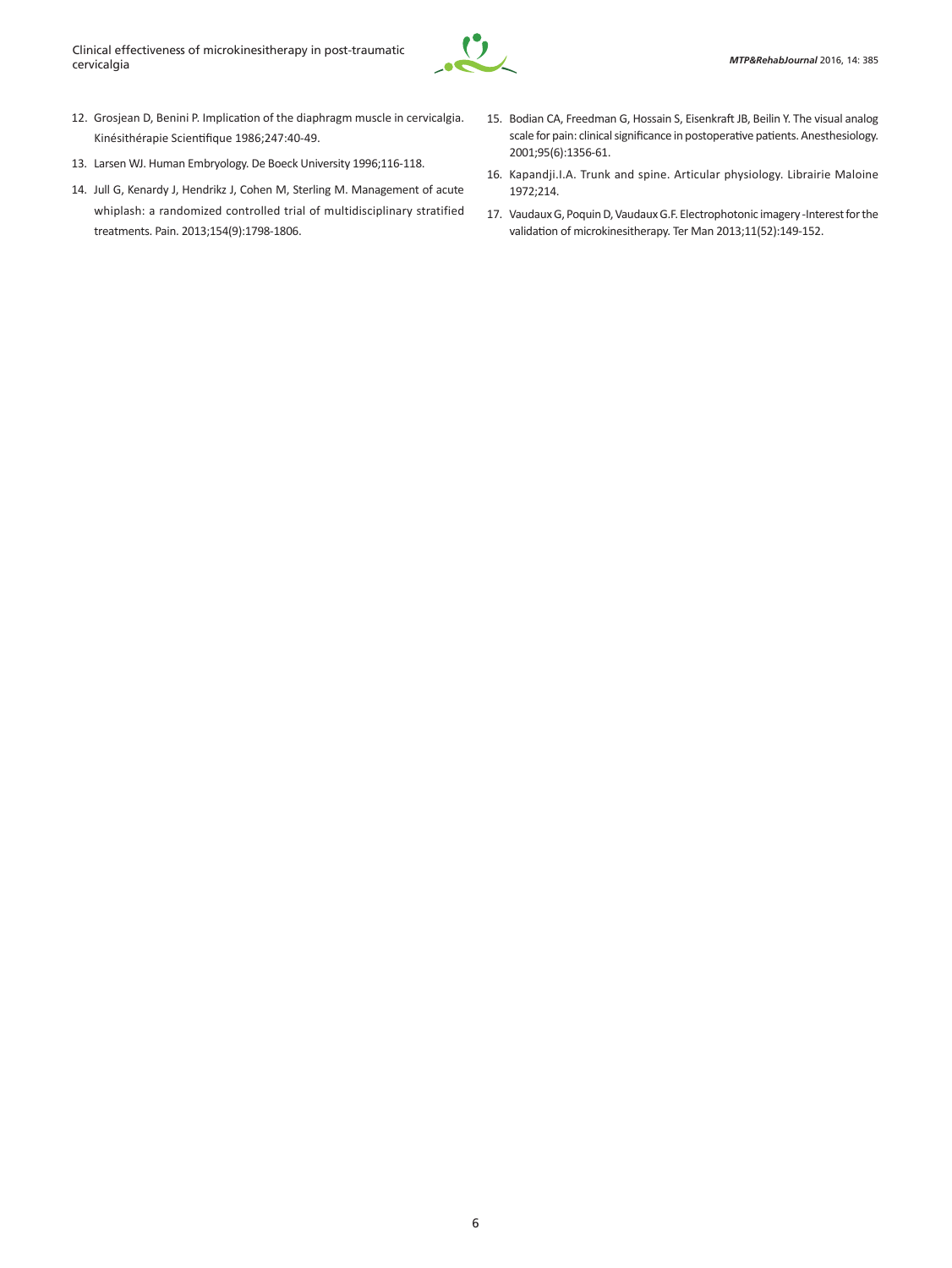12. Grosjean D, Benini P. Implication of the diaphragm muscle in cervicalgia. Kinésithérapie Scientifique 1986;247:40-49.
13. Larsen WJ. Human Embryology. De Boeck University 1996;116-118.
14. Jull G, Kenardy J, Hendrikz J, Cohen M, Sterling M. Management of acute whiplash: a randomized controlled trial of multidisciplinary stratified treatments. Pain. 2013;154(9):1798-1806.
15. Bodian CA, Freedman G, Hossain S, Eisenkraft JB, Beilin Y. The visual analog scale for pain: clinical significance in postoperative patients. Anesthesiology. 2001;95(6):1356-61.
16. Kapandji.I.A. Trunk and spine. Articular physiology. Librairie Maloine 1972;214.
17. Vaudaux G, Poquin D, Vaudaux G.F. Electrophotonic imagery -Interest for the validation of microkinesitherapy. Ter Man 2013;11(52):149-152.